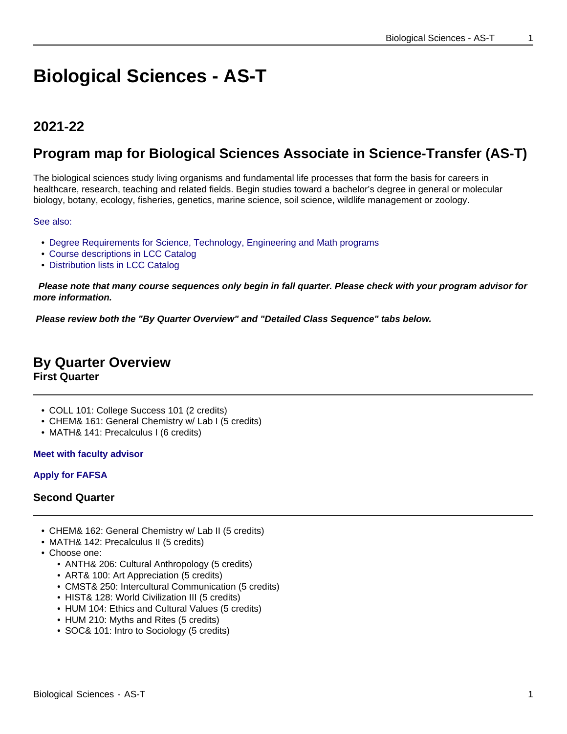# Biological Sciences - AS-T

## 2021-22

## Program map for Biological Sciences Associate in Science-Transfer (AS-T)

The biological sciences study living organisms and fundamental life processes that form the basis for careers in healthcare, research, teaching and related fields. Begin studies toward a bachelor's degree in general or molecular biology, botany, ecology, fisheries, genetics, marine science, soil science, wildlife management or zoology.

See also:

- Degree Requirements for Science, Technology, Engineering and Math programs
- Course descriptions in LCC Catalog
- Distribution lists in LCC Catalog

***Please note that many course sequences only begin in fall quarter. Please check with your program advisor for more information.***

***Please review both the "By Quarter Overview" and "Detailed Class Sequence" tabs below.***

## By Quarter Overview

### First Quarter

- COLL 101: College Success 101 (2 credits)
- CHEM& 161: General Chemistry w/ Lab I (5 credits)
- MATH& 141: Precalculus I (6 credits)

**Meet with faculty advisor**

**Apply for FAFSA**

### Second Quarter

- CHEM& 162: General Chemistry w/ Lab II (5 credits)
- MATH& 142: Precalculus II (5 credits)
- Choose one:
  - ANTH& 206: Cultural Anthropology (5 credits)
  - ART& 100: Art Appreciation (5 credits)
  - CMST& 250: Intercultural Communication (5 credits)
  - HIST& 128: World Civilization III (5 credits)
  - HUM 104: Ethics and Cultural Values (5 credits)
  - HUM 210: Myths and Rites (5 credits)
  - SOC& 101: Intro to Sociology (5 credits)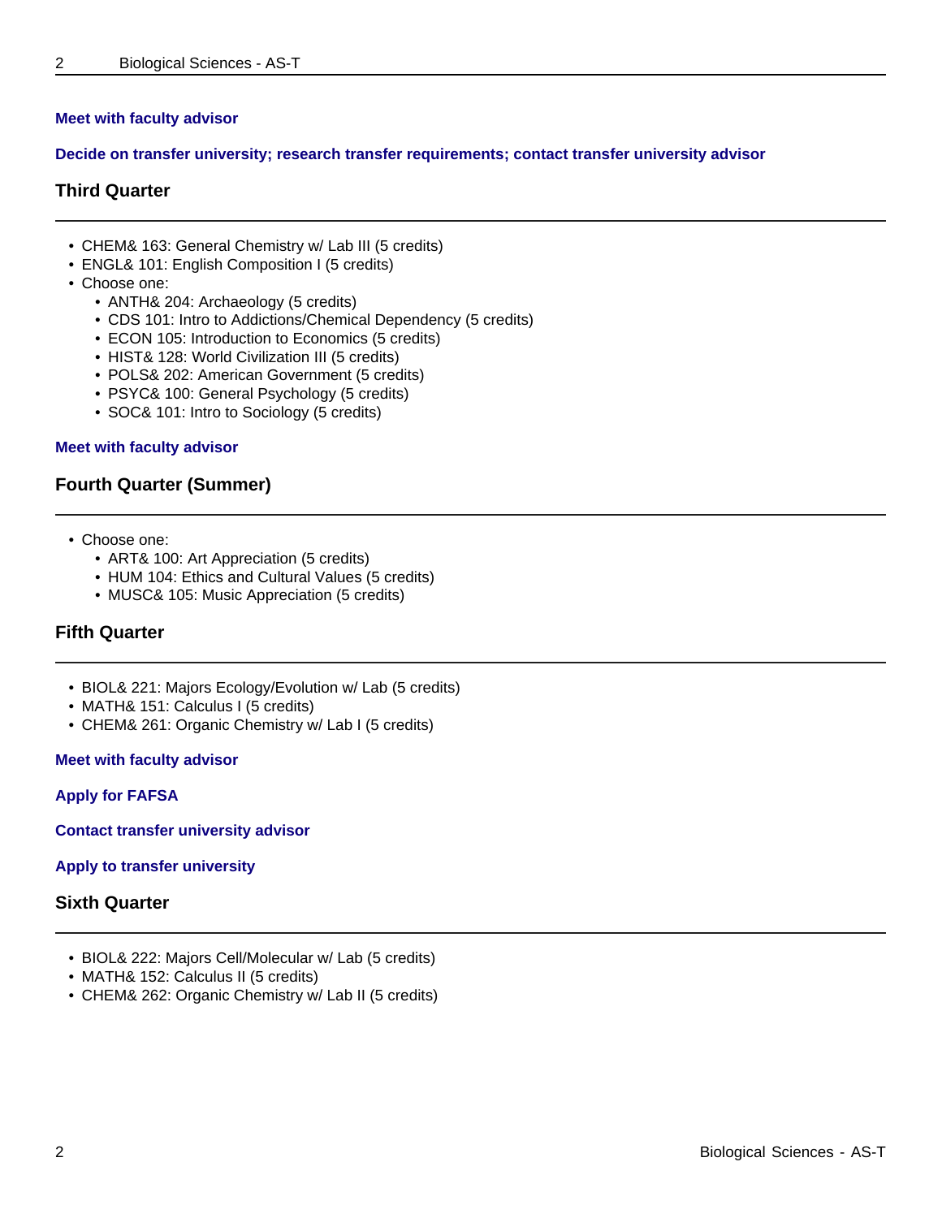**Meet with faculty advisor**

**Decide on transfer university; research transfer requirements; contact transfer university advisor**

### Third Quarter

- CHEM& 163: General Chemistry w/ Lab III (5 credits)
- ENGL& 101: English Composition I (5 credits)
- Choose one:
  - ANTH& 204: Archaeology (5 credits)
  - CDS 101: Intro to Addictions/Chemical Dependency (5 credits)
  - ECON 105: Introduction to Economics (5 credits)
  - HIST& 128: World Civilization III (5 credits)
  - POLS& 202: American Government (5 credits)
  - PSYC& 100: General Psychology (5 credits)
  - SOC& 101: Intro to Sociology (5 credits)

**Meet with faculty advisor**

### Fourth Quarter (Summer)

- Choose one:
  - ART& 100: Art Appreciation (5 credits)
  - HUM 104: Ethics and Cultural Values (5 credits)
  - MUSC& 105: Music Appreciation (5 credits)

### Fifth Quarter

- BIOL& 221: Majors Ecology/Evolution w/ Lab (5 credits)
- MATH& 151: Calculus I (5 credits)
- CHEM& 261: Organic Chemistry w/ Lab I (5 credits)

**Meet with faculty advisor**

**Apply for FAFSA**

**Contact transfer university advisor**

**Apply to transfer university**

### Sixth Quarter

- BIOL& 222: Majors Cell/Molecular w/ Lab (5 credits)
- MATH& 152: Calculus II (5 credits)
- CHEM& 262: Organic Chemistry w/ Lab II (5 credits)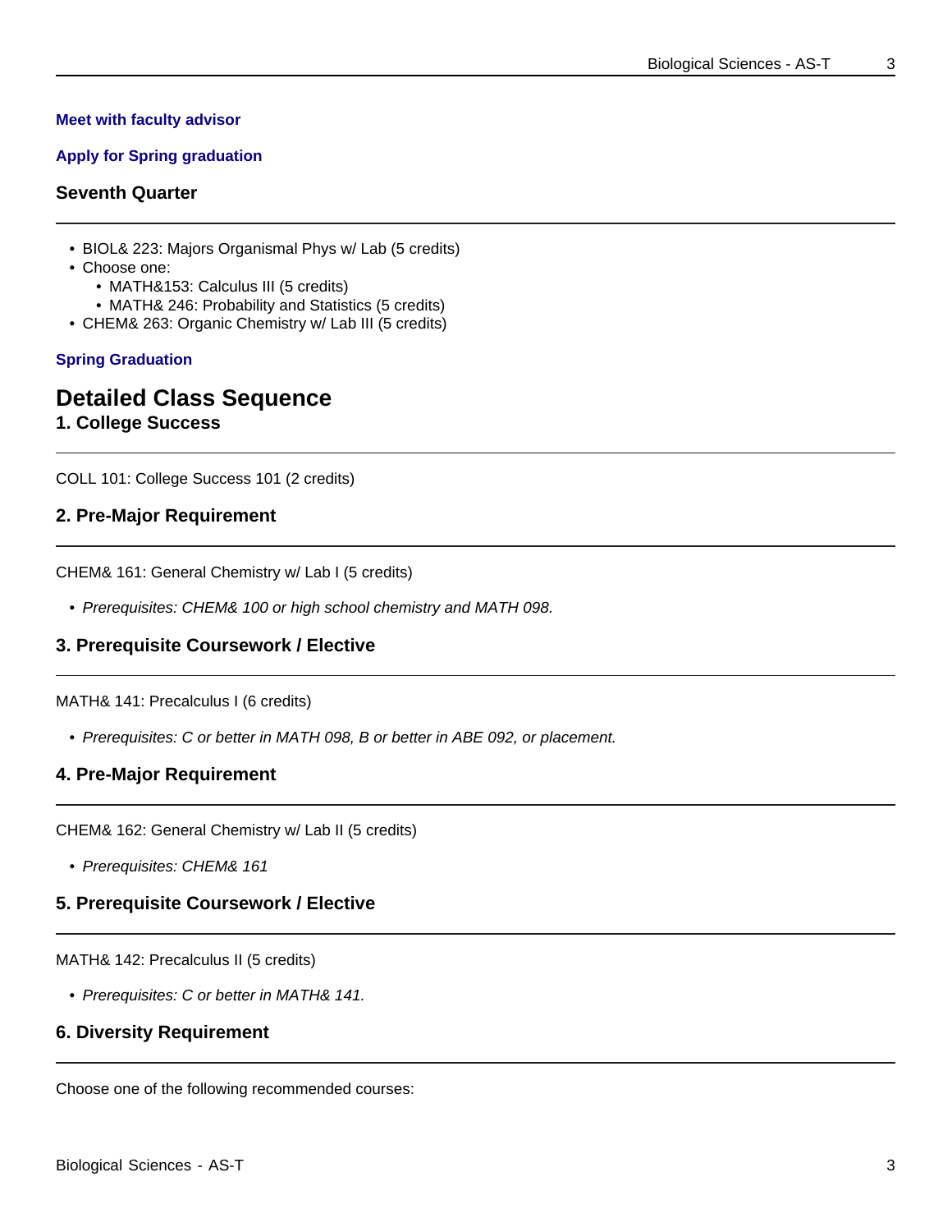**Meet with faculty advisor**

**Apply for Spring graduation**

### Seventh Quarter

- BIOL& 223: Majors Organismal Phys w/ Lab (5 credits)
- Choose one:
  - MATH&153: Calculus III (5 credits)
  - MATH& 246: Probability and Statistics (5 credits)
- CHEM& 263: Organic Chemistry w/ Lab III (5 credits)

**Spring Graduation**

## Detailed Class Sequence

### 1. College Success

COLL 101: College Success 101 (2 credits)

### 2. Pre-Major Requirement

CHEM& 161: General Chemistry w/ Lab I (5 credits)

- *Prerequisites: CHEM& 100 or high school chemistry and MATH 098.*

### 3. Prerequisite Coursework / Elective

MATH& 141: Precalculus I (6 credits)

- *Prerequisites: C or better in MATH 098, B or better in ABE 092, or placement.*

### 4. Pre-Major Requirement

CHEM& 162: General Chemistry w/ Lab II (5 credits)

- *Prerequisites: CHEM& 161*

### 5. Prerequisite Coursework / Elective

MATH& 142: Precalculus II (5 credits)

- *Prerequisites: C or better in MATH& 141.*

### 6. Diversity Requirement

Choose one of the following recommended courses: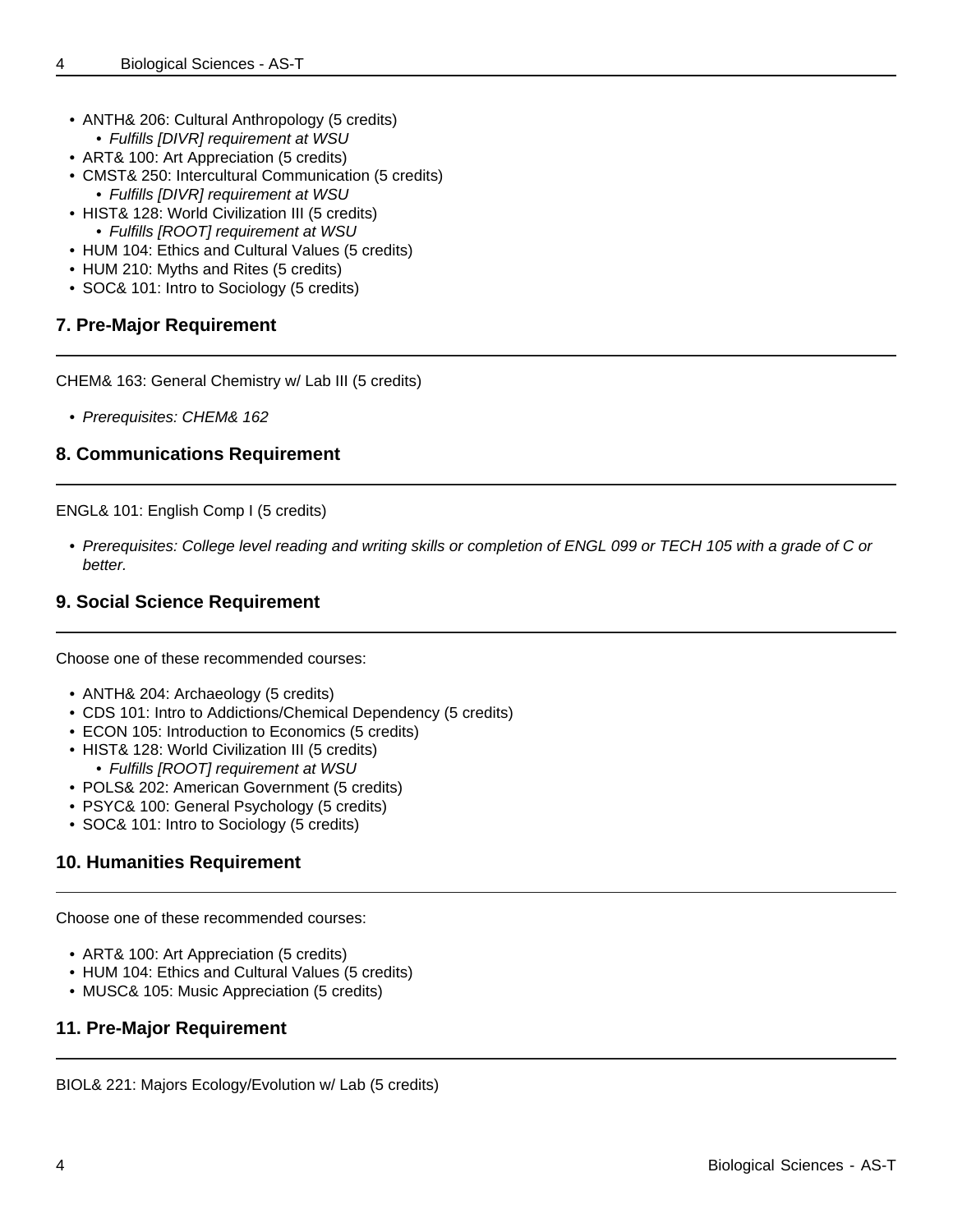- ANTH& 206: Cultural Anthropology (5 credits)
  - *Fulfills [DIVR] requirement at WSU*
- ART& 100: Art Appreciation (5 credits)
- CMST& 250: Intercultural Communication (5 credits)
  - *Fulfills [DIVR] requirement at WSU*
- HIST& 128: World Civilization III (5 credits)
  - *Fulfills [ROOT] requirement at WSU*
- HUM 104: Ethics and Cultural Values (5 credits)
- HUM 210: Myths and Rites (5 credits)
- SOC& 101: Intro to Sociology (5 credits)

### 7. Pre-Major Requirement

CHEM& 163: General Chemistry w/ Lab III (5 credits)

- *Prerequisites: CHEM& 162*

### 8. Communications Requirement

ENGL& 101: English Comp I (5 credits)

- *Prerequisites: College level reading and writing skills or completion of ENGL 099 or TECH 105 with a grade of C or better.*

### 9. Social Science Requirement

Choose one of these recommended courses:

- ANTH& 204: Archaeology (5 credits)
- CDS 101: Intro to Addictions/Chemical Dependency (5 credits)
- ECON 105: Introduction to Economics (5 credits)
- HIST& 128: World Civilization III (5 credits)
  - *Fulfills [ROOT] requirement at WSU*
- POLS& 202: American Government (5 credits)
- PSYC& 100: General Psychology (5 credits)
- SOC& 101: Intro to Sociology (5 credits)

### 10. Humanities Requirement

Choose one of these recommended courses:

- ART& 100: Art Appreciation (5 credits)
- HUM 104: Ethics and Cultural Values (5 credits)
- MUSC& 105: Music Appreciation (5 credits)

### 11. Pre-Major Requirement

BIOL& 221: Majors Ecology/Evolution w/ Lab (5 credits)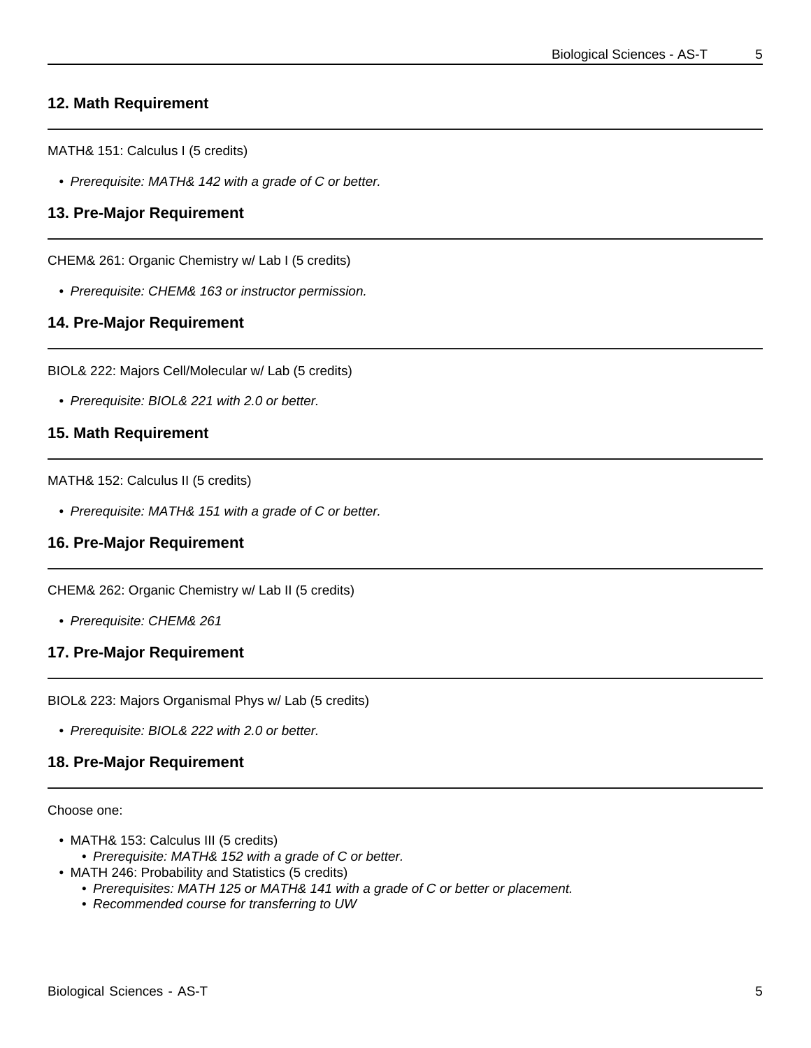## 12. Math Requirement

MATH& 151: Calculus I (5 credits)

- *Prerequisite: MATH& 142 with a grade of C or better.*

## 13. Pre-Major Requirement

CHEM& 261: Organic Chemistry w/ Lab I (5 credits)

- *Prerequisite: CHEM& 163 or instructor permission.*

## 14. Pre-Major Requirement

BIOL& 222: Majors Cell/Molecular w/ Lab (5 credits)

- *Prerequisite: BIOL& 221 with 2.0 or better.*

## 15. Math Requirement

MATH& 152: Calculus II (5 credits)

- *Prerequisite: MATH& 151 with a grade of C or better.*

## 16. Pre-Major Requirement

CHEM& 262: Organic Chemistry w/ Lab II (5 credits)

- *Prerequisite: CHEM& 261*

## 17. Pre-Major Requirement

BIOL& 223: Majors Organismal Phys w/ Lab (5 credits)

- *Prerequisite: BIOL& 222 with 2.0 or better.*

## 18. Pre-Major Requirement

Choose one:

- MATH& 153: Calculus III (5 credits)
  - *Prerequisite: MATH& 152 with a grade of C or better.*
- MATH 246: Probability and Statistics (5 credits)
  - *Prerequisites: MATH 125 or MATH& 141 with a grade of C or better or placement.*
  - *Recommended course for transferring to UW*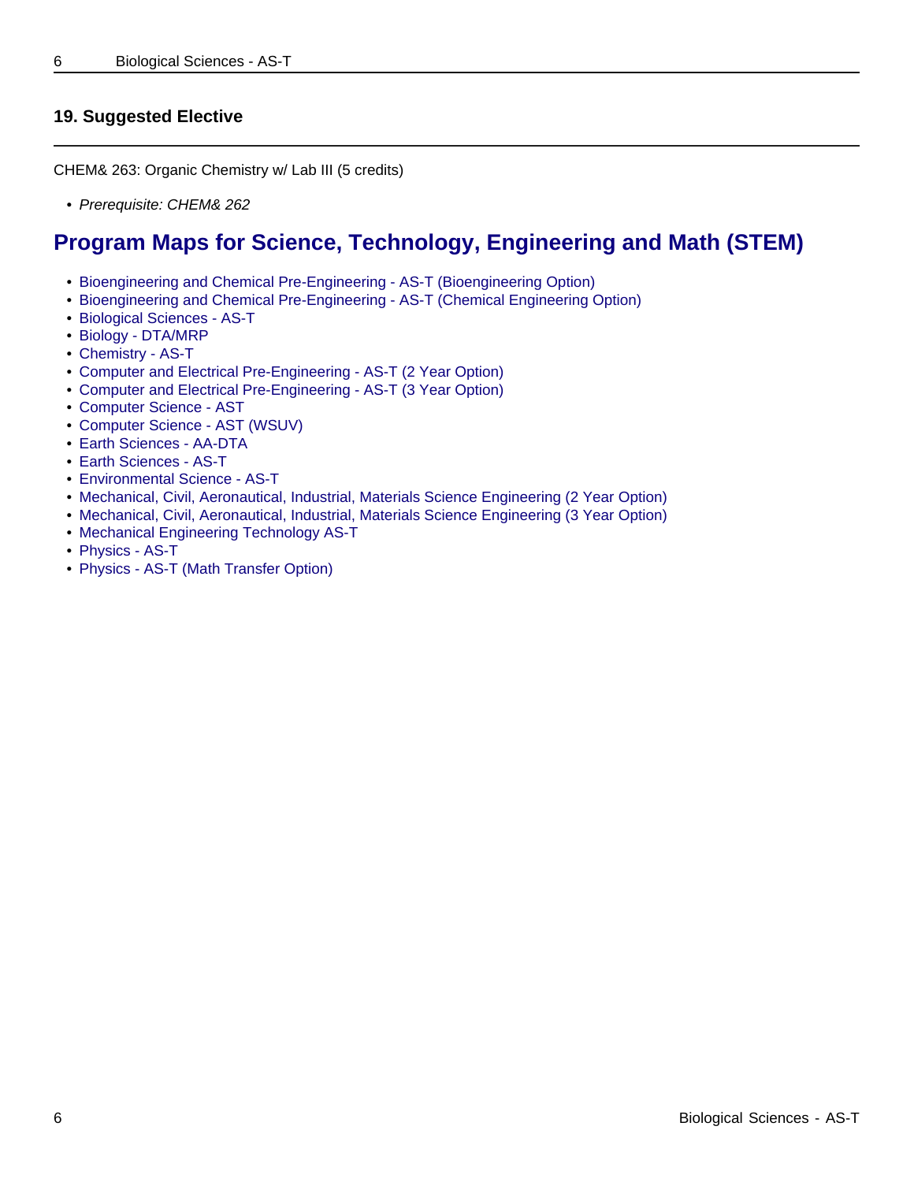### 19. Suggested Elective

CHEM& 263: Organic Chemistry w/ Lab III (5 credits)

- *Prerequisite: CHEM& 262*

## Program Maps for Science, Technology, Engineering and Math (STEM)

- Bioengineering and Chemical Pre-Engineering - AS-T (Bioengineering Option)
- Bioengineering and Chemical Pre-Engineering - AS-T (Chemical Engineering Option)
- Biological Sciences - AS-T
- Biology - DTA/MRP
- Chemistry - AS-T
- Computer and Electrical Pre-Engineering - AS-T (2 Year Option)
- Computer and Electrical Pre-Engineering - AS-T (3 Year Option)
- Computer Science - AST
- Computer Science - AST (WSUV)
- Earth Sciences - AA-DTA
- Earth Sciences - AS-T
- Environmental Science - AS-T
- Mechanical, Civil, Aeronautical, Industrial, Materials Science Engineering (2 Year Option)
- Mechanical, Civil, Aeronautical, Industrial, Materials Science Engineering (3 Year Option)
- Mechanical Engineering Technology AS-T
- Physics - AS-T
- Physics - AS-T (Math Transfer Option)